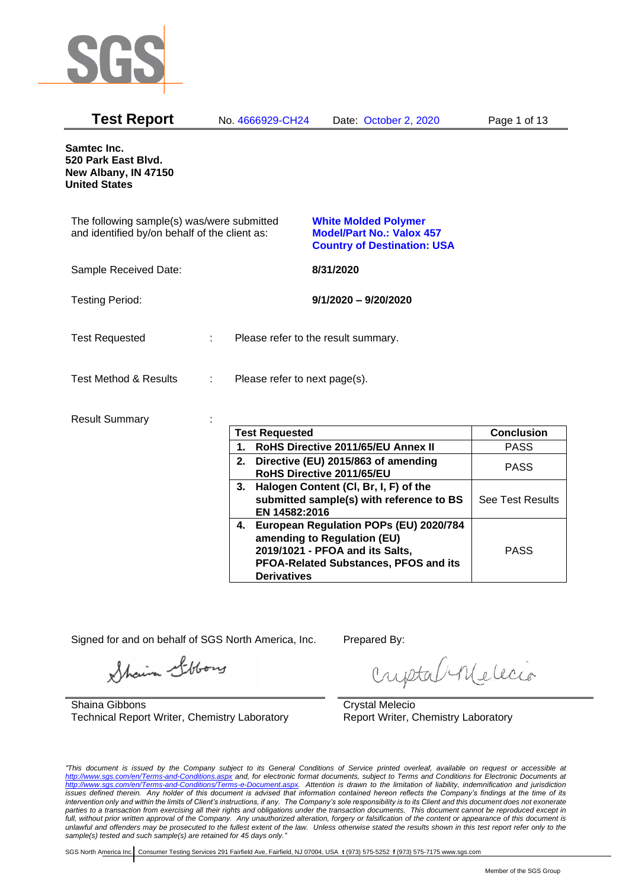**Test Report** No. 4666929-CH24 Date: October 2, 2020

**Samtec Inc.**
**520 Park East Blvd.**
**New Albany, IN 47150**
**United States**

The following sample(s) was/were submitted and identified by/on behalf of the client as: **White Molded Polymer**
**Model/Part No.: Valox 457**
**Country of Destination: USA**

Sample Received Date: **8/31/2020**

Testing Period: **9/1/2020 – 9/20/2020**

Test Requested : Please refer to the result summary.

Test Method & Results : Please refer to next page(s).

Result Summary :

| **Test Requested** | **Conclusion** |
|---|---|
| **1. RoHS Directive 2011/65/EU Annex II** | PASS |
| **2. Directive (EU) 2015/863 of amending RoHS Directive 2011/65/EU** | PASS |
| **3. Halogen Content (Cl, Br, I, F) of the submitted sample(s) with reference to BS EN 14582:2016** | See Test Results |
| **4. European Regulation POPs (EU) 2020/784 amending to Regulation (EU) 2019/1021 - PFOA and its Salts, PFOA-Related Substances, PFOS and its Derivatives** | PASS |

Signed for and on behalf of SGS North America, Inc.

Shaina Gibbons
Technical Report Writer, Chemistry Laboratory

Prepared By:

Crystal Melecio
Report Writer, Chemistry Laboratory

*"This document is issued by the Company subject to its General Conditions of Service printed overleaf, available on request or accessible at http://www.sgs.com/en/Terms-and-Conditions.aspx and, for electronic format documents, subject to Terms and Conditions for Electronic Documents at http://www.sgs.com/en/Terms-and-Conditions/Terms-e-Document.aspx. Attention is drawn to the limitation of liability, indemnification and jurisdiction issues defined therein. Any holder of this document is advised that information contained hereon reflects the Company's findings at the time of its intervention only and within the limits of Client's instructions, if any. The Company's sole responsibility is to its Client and this document does not exonerate parties to a transaction from exercising all their rights and obligations under the transaction documents. This document cannot be reproduced except in full, without prior written approval of the Company. Any unauthorized alteration, forgery or falsification of the content or appearance of this document is unlawful and offenders may be prosecuted to the fullest extent of the law. Unless otherwise stated the results shown in this test report refer only to the sample(s) tested and such sample(s) are retained for 45 days only."*

SGS North America Inc. | Consumer Testing Services 291 Fairfield Ave, Fairfield, NJ 07004, USA **t** (973) 575-5252 **f** (973) 575-7175 www.sgs.com

Member of the SGS Group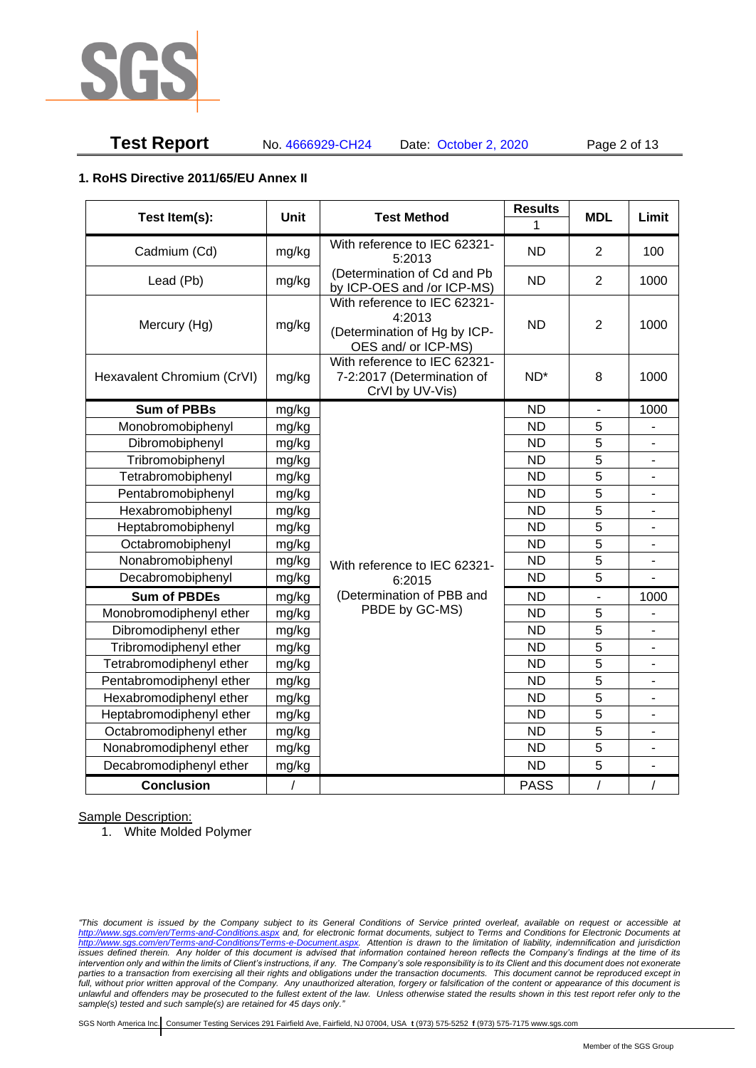## 1. RoHS Directive 2011/65/EU Annex II

| Test Item(s): | Unit | Test Method | Results | MDL | Limit |
|---|---|---|---|---|---|
| | | | 1 | | |
| Cadmium (Cd) | mg/kg | With reference to IEC 62321-5:2013 (Determination of Cd and Pb by ICP-OES and /or ICP-MS) | ND | 2 | 100 |
| Lead (Pb) | mg/kg | | ND | 2 | 1000 |
| Mercury (Hg) | mg/kg | With reference to IEC 62321-4:2013 (Determination of Hg by ICP-OES and/ or ICP-MS) | ND | 2 | 1000 |
| Hexavalent Chromium (CrVI) | mg/kg | With reference to IEC 62321-7-2:2017 (Determination of CrVI by UV-Vis) | ND* | 8 | 1000 |
| **Sum of PBBs** | mg/kg | With reference to IEC 62321-6:2015 (Determination of PBB and PBDE by GC-MS) | ND | - | 1000 |
| Monobromobiphenyl | mg/kg | | ND | 5 | - |
| Dibromobiphenyl | mg/kg | | ND | 5 | - |
| Tribromobiphenyl | mg/kg | | ND | 5 | - |
| Tetrabromobiphenyl | mg/kg | | ND | 5 | - |
| Pentabromobiphenyl | mg/kg | | ND | 5 | - |
| Hexabromobiphenyl | mg/kg | | ND | 5 | - |
| Heptabromobiphenyl | mg/kg | | ND | 5 | - |
| Octabromobiphenyl | mg/kg | | ND | 5 | - |
| Nonabromobiphenyl | mg/kg | | ND | 5 | - |
| Decabromobiphenyl | mg/kg | | ND | 5 | - |
| **Sum of PBDEs** | mg/kg | | ND | - | 1000 |
| Monobromodiphenyl ether | mg/kg | | ND | 5 | - |
| Dibromodiphenyl ether | mg/kg | | ND | 5 | - |
| Tribromodiphenyl ether | mg/kg | | ND | 5 | - |
| Tetrabromodiphenyl ether | mg/kg | | ND | 5 | - |
| Pentabromodiphenyl ether | mg/kg | | ND | 5 | - |
| Hexabromodiphenyl ether | mg/kg | | ND | 5 | - |
| Heptabromodiphenyl ether | mg/kg | | ND | 5 | - |
| Octabromodiphenyl ether | mg/kg | | ND | 5 | - |
| Nonabromodiphenyl ether | mg/kg | | ND | 5 | - |
| Decabromodiphenyl ether | mg/kg | | ND | 5 | - |
| **Conclusion** | / | | PASS | / | / |

Sample Description:

1. White Molded Polymer

*"This document is issued by the Company subject to its General Conditions of Service printed overleaf, available on request or accessible at http://www.sgs.com/en/Terms-and-Conditions.aspx and, for electronic format documents, subject to Terms and Conditions for Electronic Documents at http://www.sgs.com/en/Terms-and-Conditions/Terms-e-Document.aspx. Attention is drawn to the limitation of liability, indemnification and jurisdiction issues defined therein. Any holder of this document is advised that information contained hereon reflects the Company's findings at the time of its intervention only and within the limits of Client's instructions, if any. The Company's sole responsibility is to its Client and this document does not exonerate parties to a transaction from exercising all their rights and obligations under the transaction documents. This document cannot be reproduced except in full, without prior written approval of the Company. Any unauthorized alteration, forgery or falsification of the content or appearance of this document is unlawful and offenders may be prosecuted to the fullest extent of the law. Unless otherwise stated the results shown in this test report refer only to the sample(s) tested and such sample(s) are retained for 45 days only."*

SGS North America Inc. Consumer Testing Services 291 Fairfield Ave, Fairfield, NJ 07004, USA t (973) 575-5252 f (973) 575-7175 www.sgs.com

Member of the SGS Group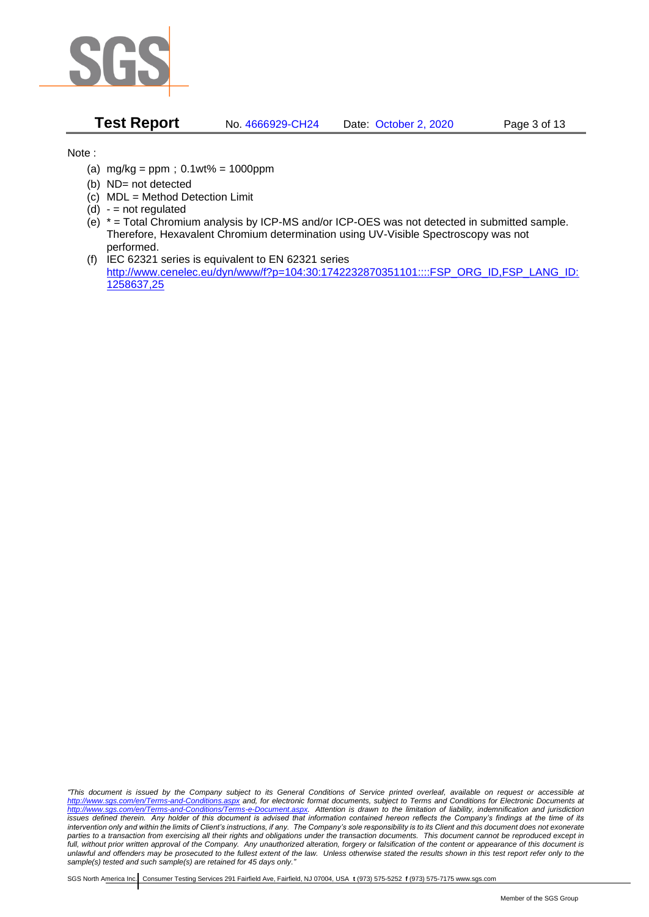Note :

(a) mg/kg = ppm；0.1wt% = 1000ppm
(b) ND= not detected
(c) MDL = Method Detection Limit
(d) - = not regulated
(e) * = Total Chromium analysis by ICP-MS and/or ICP-OES was not detected in submitted sample. Therefore, Hexavalent Chromium determination using UV-Visible Spectroscopy was not performed.
(f) IEC 62321 series is equivalent to EN 62321 series
http://www.cenelec.eu/dyn/www/f?p=104:30:1742232870351101::::FSP_ORG_ID,FSP_LANG_ID:1258637,25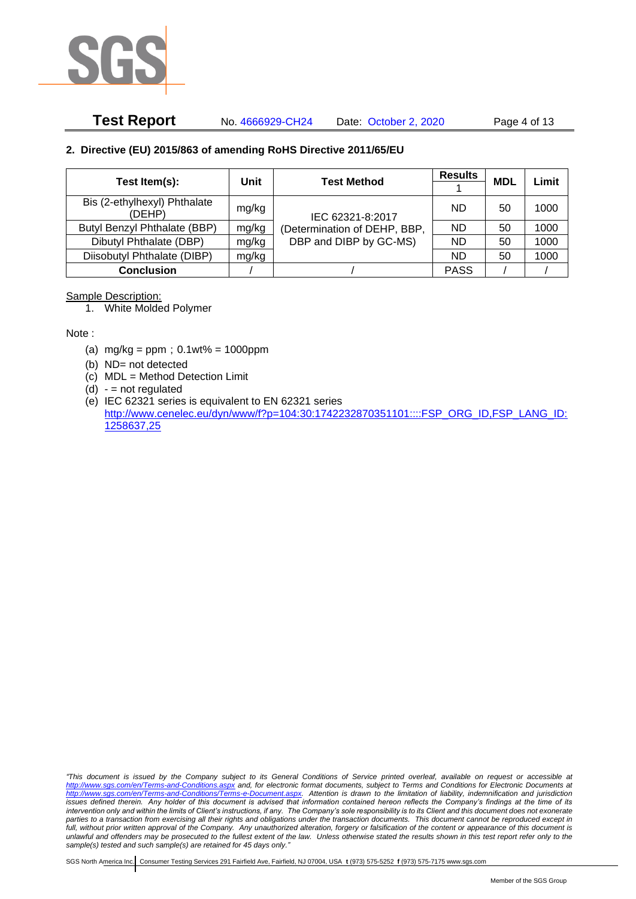## 2. Directive (EU) 2015/863 of amending RoHS Directive 2011/65/EU

| Test Item(s): | Unit | Test Method | Results | MDL | Limit |
|---|---|---|---|---|---|
| | | | 1 | | |
| Bis (2-ethylhexyl) Phthalate (DEHP) | mg/kg | IEC 62321-8:2017 (Determination of DEHP, BBP, DBP and DIBP by GC-MS) | ND | 50 | 1000 |
| Butyl Benzyl Phthalate (BBP) | mg/kg | | ND | 50 | 1000 |
| Dibutyl Phthalate (DBP) | mg/kg | | ND | 50 | 1000 |
| Diisobutyl Phthalate (DIBP) | mg/kg | | ND | 50 | 1000 |
| **Conclusion** | / | / | PASS | / | / |

Sample Description:

1. White Molded Polymer

Note :

(a) mg/kg = ppm；0.1wt% = 1000ppm
(b) ND= not detected
(c) MDL = Method Detection Limit
(d) - = not regulated
(e) IEC 62321 series is equivalent to EN 62321 series
http://www.cenelec.eu/dyn/www/f?p=104:30:1742232870351101::::FSP_ORG_ID,FSP_LANG_ID:1258637,25

*"This document is issued by the Company subject to its General Conditions of Service printed overleaf, available on request or accessible at http://www.sgs.com/en/Terms-and-Conditions.aspx and, for electronic format documents, subject to Terms and Conditions for Electronic Documents at http://www.sgs.com/en/Terms-and-Conditions/Terms-e-Document.aspx. Attention is drawn to the limitation of liability, indemnification and jurisdiction issues defined therein. Any holder of this document is advised that information contained hereon reflects the Company's findings at the time of its intervention only and within the limits of Client's instructions, if any. The Company's sole responsibility is to its Client and this document does not exonerate parties to a transaction from exercising all their rights and obligations under the transaction documents. This document cannot be reproduced except in full, without prior written approval of the Company. Any unauthorized alteration, forgery or falsification of the content or appearance of this document is unlawful and offenders may be prosecuted to the fullest extent of the law. Unless otherwise stated the results shown in this test report refer only to the sample(s) tested and such sample(s) are retained for 45 days only."*

SGS North America Inc. | Consumer Testing Services 291 Fairfield Ave, Fairfield, NJ 07004, USA **t** (973) 575-5252 **f** (973) 575-7175 www.sgs.com

Member of the SGS Group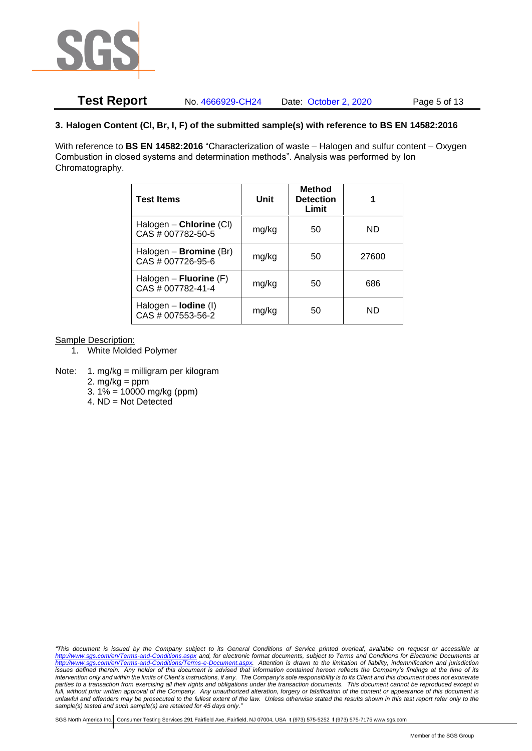### 3. Halogen Content (Cl, Br, I, F) of the submitted sample(s) with reference to BS EN 14582:2016

With reference to **BS EN 14582:2016** "Characterization of waste – Halogen and sulfur content – Oxygen Combustion in closed systems and determination methods". Analysis was performed by Ion Chromatography.

| **Test Items** | **Unit** | **Method Detection Limit** | **1** |
|---|---|---|---|
| Halogen – **Chlorine** (Cl) CAS # 007782-50-5 | mg/kg | 50 | ND |
| Halogen – **Bromine** (Br) CAS # 007726-95-6 | mg/kg | 50 | 27600 |
| Halogen – **Fluorine** (F) CAS # 007782-41-4 | mg/kg | 50 | 686 |
| Halogen – **Iodine** (I) CAS # 007553-56-2 | mg/kg | 50 | ND |

<u>Sample Description:</u>

1. White Molded Polymer

Note:
1. mg/kg = milligram per kilogram
2. mg/kg = ppm
3. 1% = 10000 mg/kg (ppm)
4. ND = Not Detected

*"This document is issued by the Company subject to its General Conditions of Service printed overleaf, available on request or accessible at http://www.sgs.com/en/Terms-and-Conditions.aspx and, for electronic format documents, subject to Terms and Conditions for Electronic Documents at http://www.sgs.com/en/Terms-and-Conditions/Terms-e-Document.aspx. Attention is drawn to the limitation of liability, indemnification and jurisdiction issues defined therein. Any holder of this document is advised that information contained hereon reflects the Company's findings at the time of its intervention only and within the limits of Client's instructions, if any. The Company's sole responsibility is to its Client and this document does not exonerate parties to a transaction from exercising all their rights and obligations under the transaction documents. This document cannot be reproduced except in full, without prior written approval of the Company. Any unauthorized alteration, forgery or falsification of the content or appearance of this document is unlawful and offenders may be prosecuted to the fullest extent of the law. Unless otherwise stated the results shown in this test report refer only to the sample(s) tested and such sample(s) are retained for 45 days only."*

SGS North America Inc. | Consumer Testing Services 291 Fairfield Ave, Fairfield, NJ 07004, USA **t** (973) 575-5252 **f** (973) 575-7175 www.sgs.com

Member of the SGS Group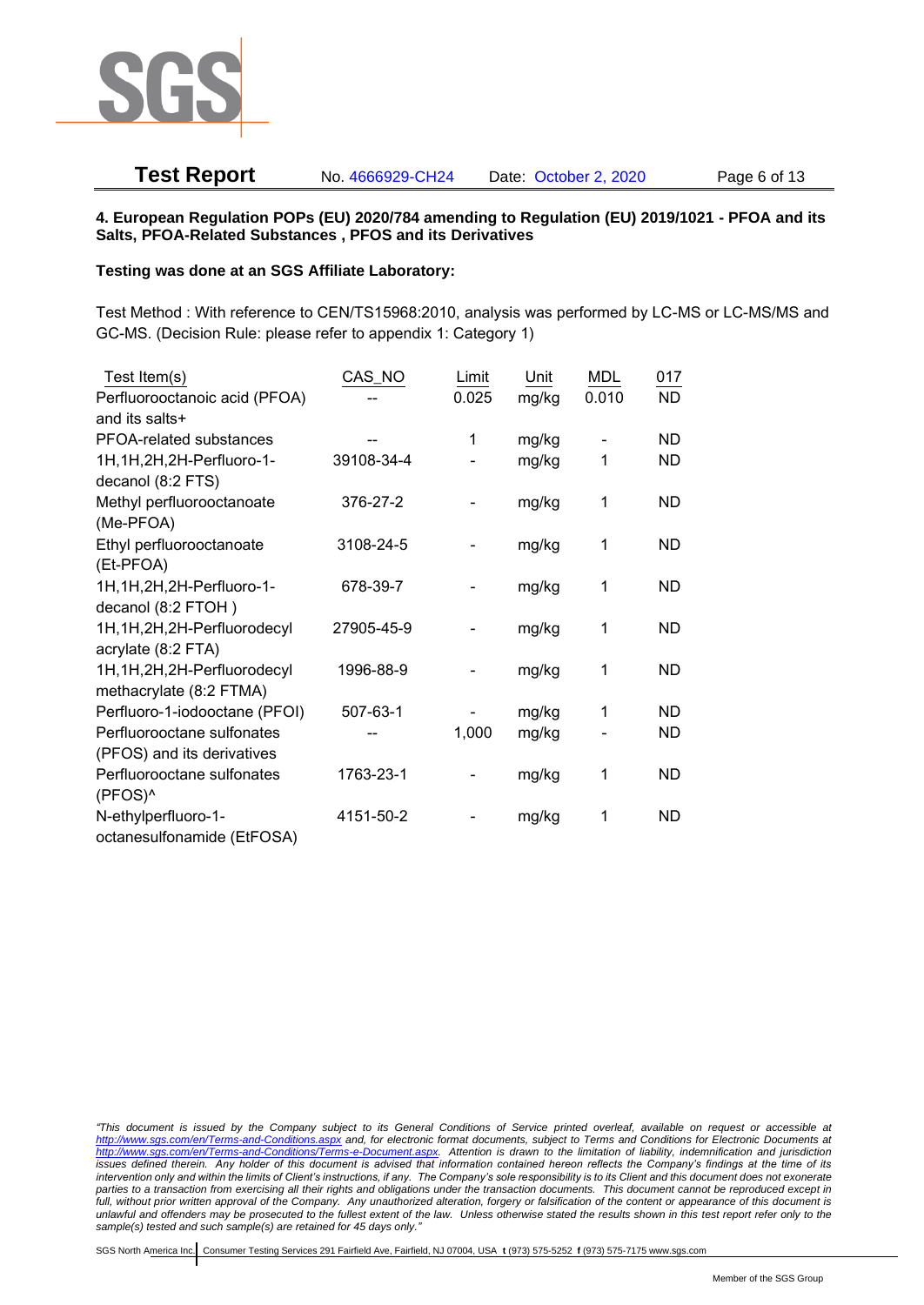#### 4. European Regulation POPs (EU) 2020/784 amending to Regulation (EU) 2019/1021 - PFOA and its Salts, PFOA-Related Substances , PFOS and its Derivatives

**Testing was done at an SGS Affiliate Laboratory:**

Test Method : With reference to CEN/TS15968:2010, analysis was performed by LC-MS or LC-MS/MS and GC-MS. (Decision Rule: please refer to appendix 1: Category 1)

| Test Item(s) | CAS_NO | Limit | Unit | MDL | 017 |
|---|---|---|---|---|---|
| Perfluorooctanoic acid (PFOA) and its salts+ | -- | 0.025 | mg/kg | 0.010 | ND |
| PFOA-related substances | -- | 1 | mg/kg | - | ND |
| 1H,1H,2H,2H-Perfluoro-1-decanol (8:2 FTS) | 39108-34-4 | - | mg/kg | 1 | ND |
| Methyl perfluorooctanoate (Me-PFOA) | 376-27-2 | - | mg/kg | 1 | ND |
| Ethyl perfluorooctanoate (Et-PFOA) | 3108-24-5 | - | mg/kg | 1 | ND |
| 1H,1H,2H,2H-Perfluoro-1-decanol (8:2 FTOH ) | 678-39-7 | - | mg/kg | 1 | ND |
| 1H,1H,2H,2H-Perfluorodecyl acrylate (8:2 FTA) | 27905-45-9 | - | mg/kg | 1 | ND |
| 1H,1H,2H,2H-Perfluorodecyl methacrylate (8:2 FTMA) | 1996-88-9 | - | mg/kg | 1 | ND |
| Perfluoro-1-iodooctane (PFOI) | 507-63-1 | - | mg/kg | 1 | ND |
| Perfluorooctane sulfonates (PFOS) and its derivatives | -- | 1,000 | mg/kg | - | ND |
| Perfluorooctane sulfonates (PFOS)^ | 1763-23-1 | - | mg/kg | 1 | ND |
| N-ethylperfluoro-1-octanesulfonamide (EtFOSA) | 4151-50-2 | - | mg/kg | 1 | ND |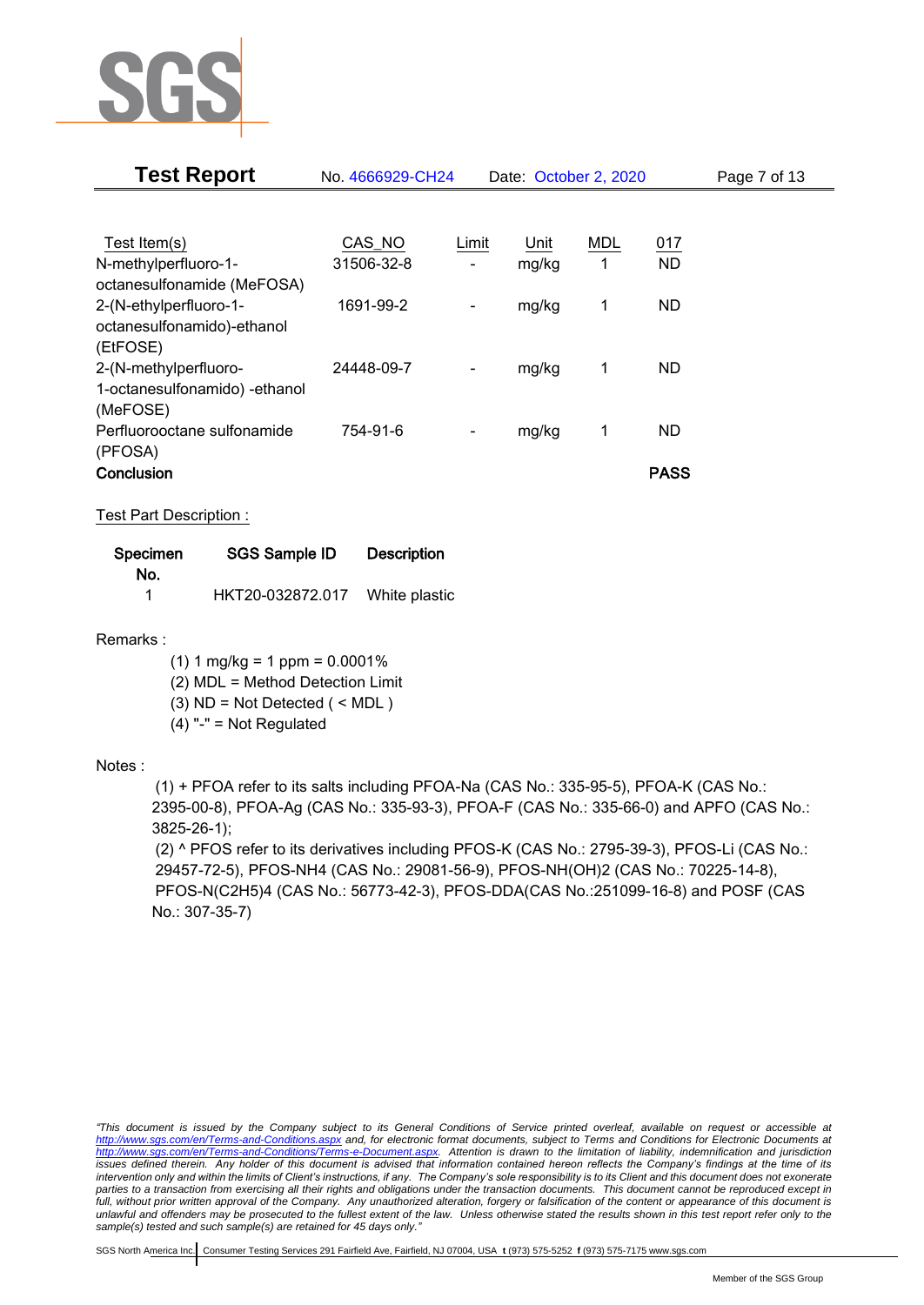| Test Item(s) | CAS_NO | Limit | Unit | MDL | 017 |
|---|---|---|---|---|---|
| N-methylperfluoro-1-octanesulfonamide (MeFOSA) | 31506-32-8 | - | mg/kg | 1 | ND |
| 2-(N-ethylperfluoro-1-octanesulfonamido)-ethanol (EtFOSE) | 1691-99-2 | - | mg/kg | 1 | ND |
| 2-(N-methylperfluoro-1-octanesulfonamido) -ethanol (MeFOSE) | 24448-09-7 | - | mg/kg | 1 | ND |
| Perfluorooctane sulfonamide (PFOSA) | 754-91-6 | - | mg/kg | 1 | ND |
| **Conclusion** | | | | | **PASS** |

Test Part Description :

| Specimen No. | SGS Sample ID | Description |
|---|---|---|
| 1 | HKT20-032872.017 | White plastic |

Remarks :

(1) 1 mg/kg = 1 ppm = 0.0001%
(2) MDL = Method Detection Limit
(3) ND = Not Detected ( < MDL )
(4) "-" = Not Regulated

Notes :

(1) + PFOA refer to its salts including PFOA-Na (CAS No.: 335-95-5), PFOA-K (CAS No.: 2395-00-8), PFOA-Ag (CAS No.: 335-93-3), PFOA-F (CAS No.: 335-66-0) and APFO (CAS No.: 3825-26-1);

(2) ^ PFOS refer to its derivatives including PFOS-K (CAS No.: 2795-39-3), PFOS-Li (CAS No.: 29457-72-5), PFOS-NH4 (CAS No.: 29081-56-9), PFOS-NH(OH)2 (CAS No.: 70225-14-8), PFOS-N(C2H5)4 (CAS No.: 56773-42-3), PFOS-DDA(CAS No.:251099-16-8) and POSF (CAS No.: 307-35-7)

*"This document is issued by the Company subject to its General Conditions of Service printed overleaf, available on request or accessible at http://www.sgs.com/en/Terms-and-Conditions.aspx and, for electronic format documents, subject to Terms and Conditions for Electronic Documents at http://www.sgs.com/en/Terms-and-Conditions/Terms-e-Document.aspx. Attention is drawn to the limitation of liability, indemnification and jurisdiction issues defined therein. Any holder of this document is advised that information contained hereon reflects the Company's findings at the time of its intervention only and within the limits of Client's instructions, if any. The Company's sole responsibility is to its Client and this document does not exonerate parties to a transaction from exercising all their rights and obligations under the transaction documents. This document cannot be reproduced except in full, without prior written approval of the Company. Any unauthorized alteration, forgery or falsification of the content or appearance of this document is unlawful and offenders may be prosecuted to the fullest extent of the law. Unless otherwise stated the results shown in this test report refer only to the sample(s) tested and such sample(s) are retained for 45 days only."*

SGS North America Inc. | Consumer Testing Services 291 Fairfield Ave, Fairfield, NJ 07004, USA t (973) 575-5252 f (973) 575-7175 www.sgs.com

Member of the SGS Group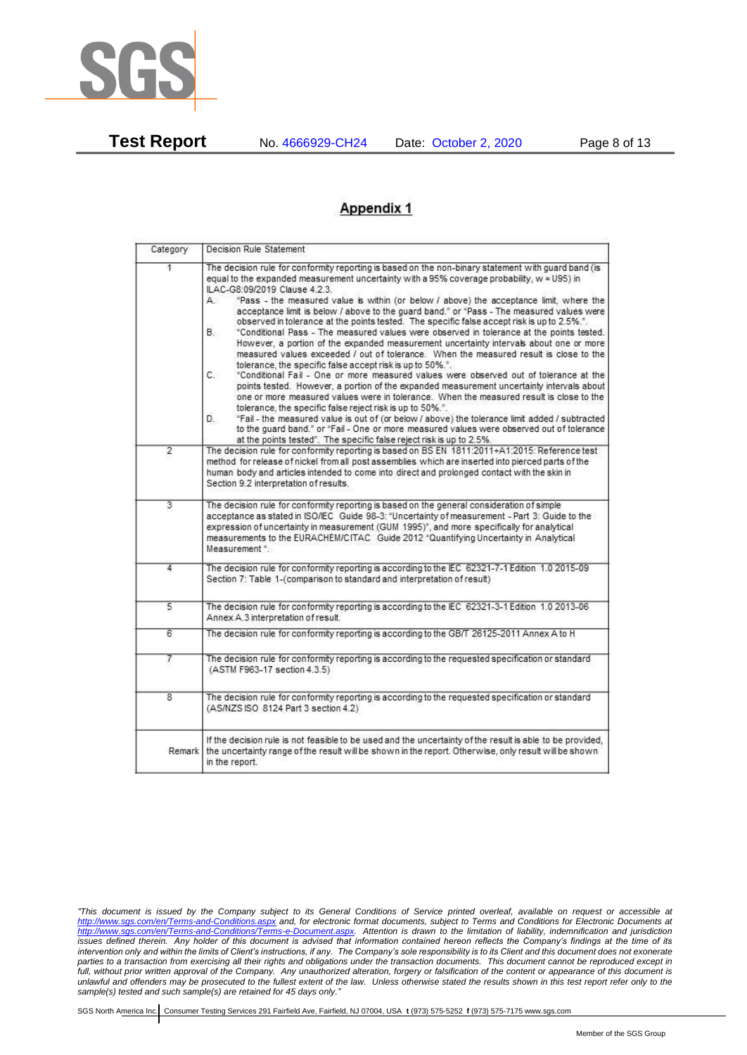## Appendix 1

| Category | Decision Rule Statement |
|---|---|
| 1 | The decision rule for conformity reporting is based on the non-binary statement with guard band (is equal to the expanded measurement uncertainty with a 95% coverage probability, w = U95) in ILAC-G8:09/2019 Clause 4.2.3.<br>A. "Pass - the measured value is within (or below / above) the acceptance limit, where the acceptance limit is below / above to the guard band." or "Pass - The measured values were observed in tolerance at the points tested. The specific false accept risk is up to 2.5%.".<br>B. "Conditional Pass - The measured values were observed in tolerance at the points tested. However, a portion of the expanded measurement uncertainty intervals about one or more measured values exceeded / out of tolerance. When the measured result is close to the tolerance, the specific false accept risk is up to 50%.".<br>C. "Conditional Fail - One or more measured values were observed out of tolerance at the points tested. However, a portion of the expanded measurement uncertainty intervals about one or more measured values were in tolerance. When the measured result is close to the tolerance, the specific false reject risk is up to 50%.".<br>D. "Fail - the measured value is out of (or below / above) the tolerance limit added / subtracted to the guard band." or "Fail - One or more measured values were observed out of tolerance at the points tested". The specific false reject risk is up to 2.5%. |
| 2 | The decision rule for conformity reporting is based on BS EN 1811:2011+A1:2015: Reference test method for release of nickel from all post assemblies which are inserted into pierced parts of the human body and articles intended to come into direct and prolonged contact with the skin in Section 9.2 interpretation of results. |
| 3 | The decision rule for conformity reporting is based on the general consideration of simple acceptance as stated in ISO/IEC Guide 98-3: "Uncertainty of measurement - Part 3: Guide to the expression of uncertainty in measurement (GUM 1995)", and more specifically for analytical measurements to the EURACHEM/CITAC Guide 2012 "Quantifying Uncertainty in Analytical Measurement ". |
| 4 | The decision rule for conformity reporting is according to the IEC 62321-7-1 Edition 1.0 2015-09 Section 7: Table 1-(comparison to standard and interpretation of result) |
| 5 | The decision rule for conformity reporting is according to the IEC 62321-3-1 Edition 1.0 2013-06 Annex A.3 interpretation of result. |
| 6 | The decision rule for conformity reporting is according to the GB/T 26125-2011 Annex A to H |
| 7 | The decision rule for conformity reporting is according to the requested specification or standard (ASTM F963-17 section 4.3.5) |
| 8 | The decision rule for conformity reporting is according to the requested specification or standard (AS/NZS ISO 8124 Part 3 section 4.2) |
| Remark | If the decision rule is not feasible to be used and the uncertainty of the result is able to be provided, the uncertainty range of the result will be shown in the report. Otherwise, only result will be shown in the report. |

*"This document is issued by the Company subject to its General Conditions of Service printed overleaf, available on request or accessible at http://www.sgs.com/en/Terms-and-Conditions.aspx and, for electronic format documents, subject to Terms and Conditions for Electronic Documents at http://www.sgs.com/en/Terms-and-Conditions/Terms-e-Document.aspx. Attention is drawn to the limitation of liability, indemnification and jurisdiction issues defined therein. Any holder of this document is advised that information contained hereon reflects the Company's findings at the time of its intervention only and within the limits of Client's instructions, if any. The Company's sole responsibility is to its Client and this document does not exonerate parties to a transaction from exercising all their rights and obligations under the transaction documents. This document cannot be reproduced except in full, without prior written approval of the Company. Any unauthorized alteration, forgery or falsification of the content or appearance of this document is unlawful and offenders may be prosecuted to the fullest extent of the law. Unless otherwise stated the results shown in this test report refer only to the sample(s) tested and such sample(s) are retained for 45 days only."*

SGS North America Inc. | Consumer Testing Services 291 Fairfield Ave, Fairfield, NJ 07004, USA **t** (973) 575-5252 **f** (973) 575-7175 www.sgs.com

Member of the SGS Group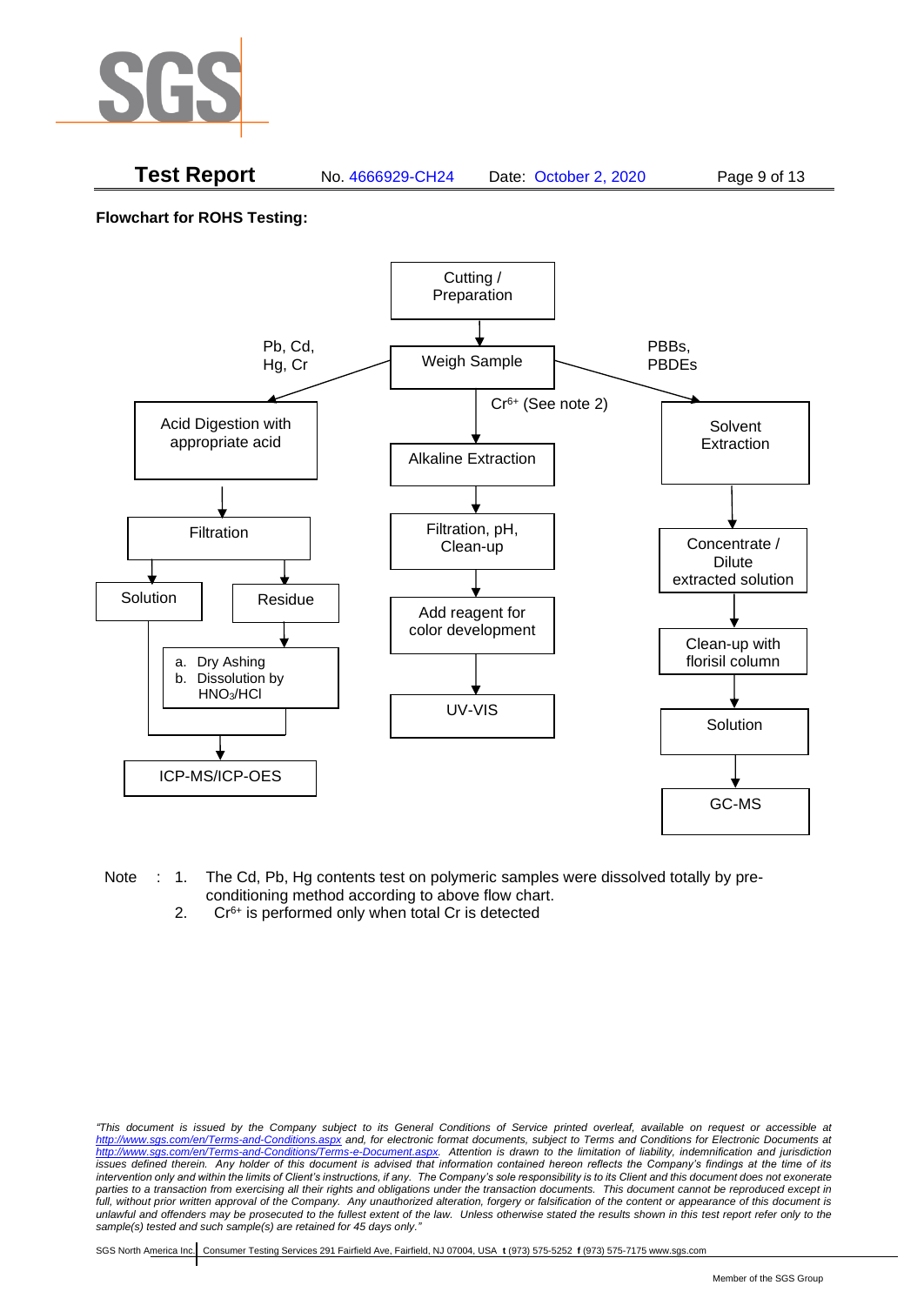**Flowchart for ROHS Testing:**

Cutting / Preparation

Weigh Sample

Pb, Cd, Hg, Cr

Acid Digestion with appropriate acid

Filtration

Solution

Residue

a. Dry Ashing
b. Dissolution by $HNO_3$/HCl

ICP-MS/ICP-OES

$Cr^{6+}$ (See note 2)

Alkaline Extraction

Filtration, pH, Clean-up

Add reagent for color development

UV-VIS

PBBs, PBDEs

Solvent Extraction

Concentrate / Dilute extracted solution

Clean-up with florisil column

Solution

GC-MS

Note : 1. The Cd, Pb, Hg contents test on polymeric samples were dissolved totally by pre-conditioning method according to above flow chart.
2. $Cr^{6+}$ is performed only when total Cr is detected

*"This document is issued by the Company subject to its General Conditions of Service printed overleaf, available on request or accessible at http://www.sgs.com/en/Terms-and-Conditions.aspx and, for electronic format documents, subject to Terms and Conditions for Electronic Documents at http://www.sgs.com/en/Terms-and-Conditions/Terms-e-Document.aspx. Attention is drawn to the limitation of liability, indemnification and jurisdiction issues defined therein. Any holder of this document is advised that information contained hereon reflects the Company's findings at the time of its intervention only and within the limits of Client's instructions, if any. The Company's sole responsibility is to its Client and this document does not exonerate parties to a transaction from exercising all their rights and obligations under the transaction documents. This document cannot be reproduced except in full, without prior written approval of the Company. Any unauthorized alteration, forgery or falsification of the content or appearance of this document is unlawful and offenders may be prosecuted to the fullest extent of the law. Unless otherwise stated the results shown in this test report refer only to the sample(s) tested and such sample(s) are retained for 45 days only."*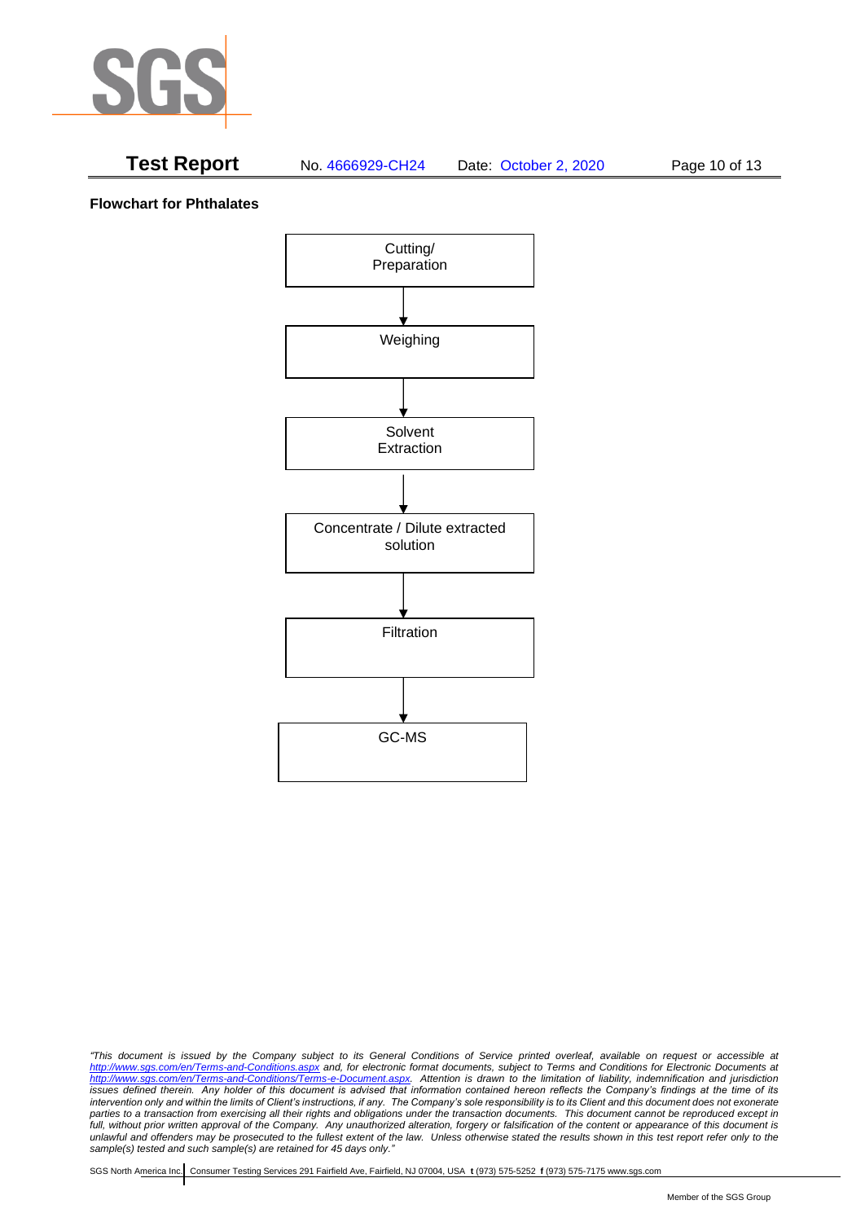**Flowchart for Phthalates**

Cutting/ Preparation

↓

Weighing

↓

Solvent Extraction

↓

Concentrate / Dilute extracted solution

↓

Filtration

↓

GC-MS

*"This document is issued by the Company subject to its General Conditions of Service printed overleaf, available on request or accessible at http://www.sgs.com/en/Terms-and-Conditions.aspx and, for electronic format documents, subject to Terms and Conditions for Electronic Documents at http://www.sgs.com/en/Terms-and-Conditions/Terms-e-Document.aspx. Attention is drawn to the limitation of liability, indemnification and jurisdiction issues defined therein. Any holder of this document is advised that information contained hereon reflects the Company's findings at the time of its intervention only and within the limits of Client's instructions, if any. The Company's sole responsibility is to its Client and this document does not exonerate parties to a transaction from exercising all their rights and obligations under the transaction documents. This document cannot be reproduced except in full, without prior written approval of the Company. Any unauthorized alteration, forgery or falsification of the content or appearance of this document is unlawful and offenders may be prosecuted to the fullest extent of the law. Unless otherwise stated the results shown in this test report refer only to the sample(s) tested and such sample(s) are retained for 45 days only."*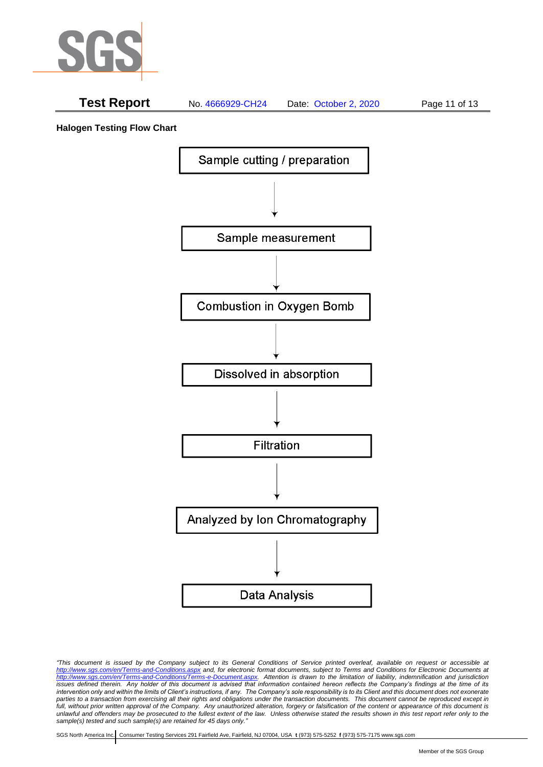**Test Report** No. 4666929-CH24 Date: October 2, 2020

**Halogen Testing Flow Chart**

Sample cutting / preparation

↓

Sample measurement

↓

Combustion in Oxygen Bomb

↓

Dissolved in absorption

↓

Filtration

↓

Analyzed by Ion Chromatography

↓

Data Analysis

*"This document is issued by the Company subject to its General Conditions of Service printed overleaf, available on request or accessible at http://www.sgs.com/en/Terms-and-Conditions.aspx and, for electronic format documents, subject to Terms and Conditions for Electronic Documents at http://www.sgs.com/en/Terms-and-Conditions/Terms-e-Document.aspx. Attention is drawn to the limitation of liability, indemnification and jurisdiction issues defined therein. Any holder of this document is advised that information contained hereon reflects the Company's findings at the time of its intervention only and within the limits of Client's instructions, if any. The Company's sole responsibility is to its Client and this document does not exonerate parties to a transaction from exercising all their rights and obligations under the transaction documents. This document cannot be reproduced except in full, without prior written approval of the Company. Any unauthorized alteration, forgery or falsification of the content or appearance of this document is unlawful and offenders may be prosecuted to the fullest extent of the law. Unless otherwise stated the results shown in this test report refer only to the sample(s) tested and such sample(s) are retained for 45 days only."*

SGS North America Inc. | Consumer Testing Services 291 Fairfield Ave, Fairfield, NJ 07004, USA **t** (973) 575-5252 **f** (973) 575-7175 www.sgs.com

Member of the SGS Group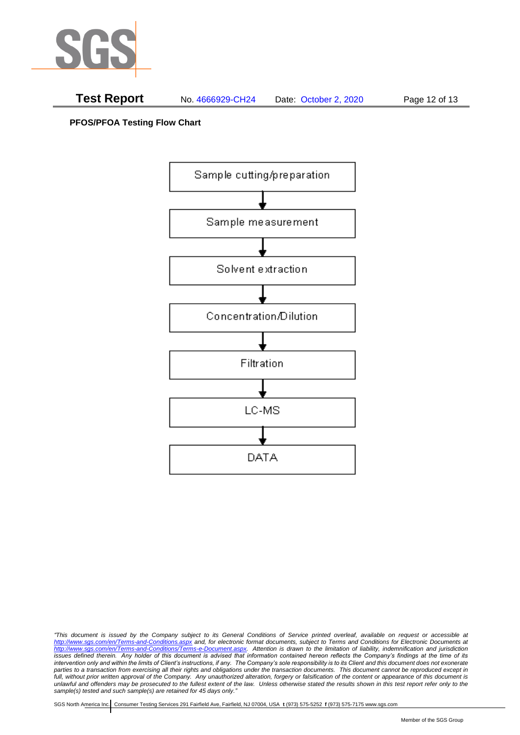**PFOS/PFOA Testing Flow Chart**

Sample cutting/preparation

↓

Sample measurement

↓

Solvent extraction

↓

Concentration/Dilution

↓

Filtration

↓

LC-MS

↓

DATA

*"This document is issued by the Company subject to its General Conditions of Service printed overleaf, available on request or accessible at http://www.sgs.com/en/Terms-and-Conditions.aspx and, for electronic format documents, subject to Terms and Conditions for Electronic Documents at http://www.sgs.com/en/Terms-and-Conditions/Terms-e-Document.aspx. Attention is drawn to the limitation of liability, indemnification and jurisdiction issues defined therein. Any holder of this document is advised that information contained hereon reflects the Company's findings at the time of its intervention only and within the limits of Client's instructions, if any. The Company's sole responsibility is to its Client and this document does not exonerate parties to a transaction from exercising all their rights and obligations under the transaction documents. This document cannot be reproduced except in full, without prior written approval of the Company. Any unauthorized alteration, forgery or falsification of the content or appearance of this document is unlawful and offenders may be prosecuted to the fullest extent of the law. Unless otherwise stated the results shown in this test report refer only to the sample(s) tested and such sample(s) are retained for 45 days only."*

SGS North America Inc. | Consumer Testing Services 291 Fairfield Ave, Fairfield, NJ 07004, USA **t** (973) 575-5252 **f** (973) 575-7175 www.sgs.com

Member of the SGS Group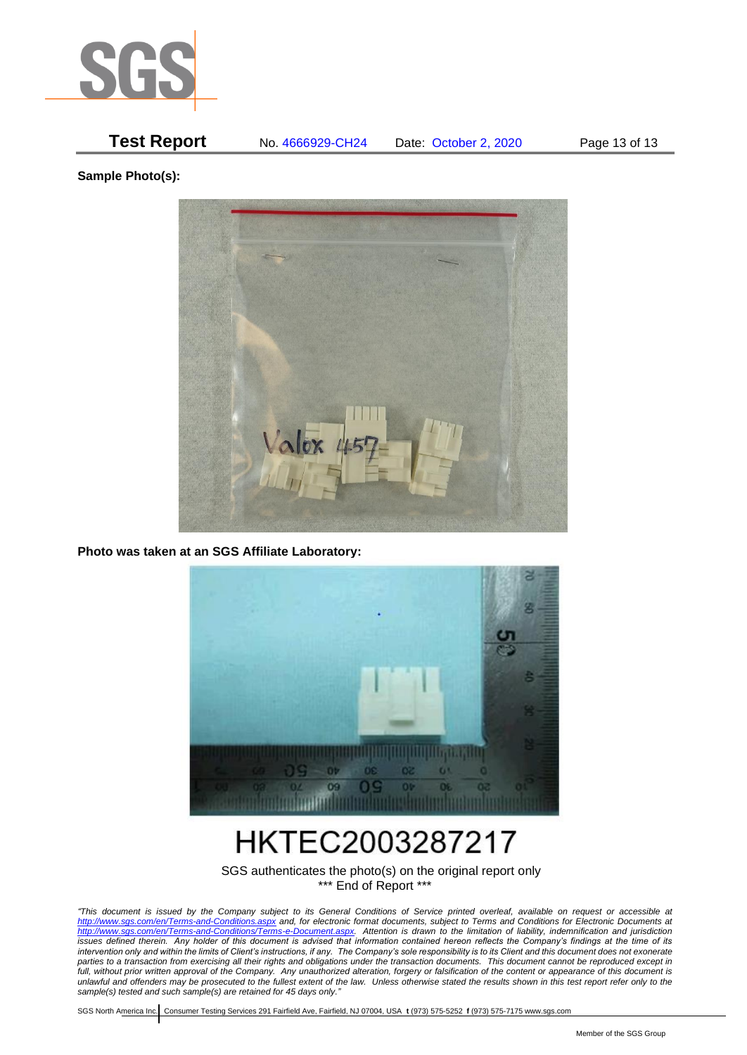**Sample Photo(s):**

**Photo was taken at an SGS Affiliate Laboratory:**

HKTEC2003287217

SGS authenticates the photo(s) on the original report only

\*\*\* End of Report \*\*\*

*"This document is issued by the Company subject to its General Conditions of Service printed overleaf, available on request or accessible at http://www.sgs.com/en/Terms-and-Conditions.aspx and, for electronic format documents, subject to Terms and Conditions for Electronic Documents at http://www.sgs.com/en/Terms-and-Conditions/Terms-e-Document.aspx. Attention is drawn to the limitation of liability, indemnification and jurisdiction issues defined therein. Any holder of this document is advised that information contained hereon reflects the Company's findings at the time of its intervention only and within the limits of Client's instructions, if any. The Company's sole responsibility is to its Client and this document does not exonerate parties to a transaction from exercising all their rights and obligations under the transaction documents. This document cannot be reproduced except in full, without prior written approval of the Company. Any unauthorized alteration, forgery or falsification of the content or appearance of this document is unlawful and offenders may be prosecuted to the fullest extent of the law. Unless otherwise stated the results shown in this test report refer only to the sample(s) tested and such sample(s) are retained for 45 days only."*

SGS North America Inc. | Consumer Testing Services 291 Fairfield Ave, Fairfield, NJ 07004, USA **t** (973) 575-5252 **f** (973) 575-7175 www.sgs.com

Member of the SGS Group